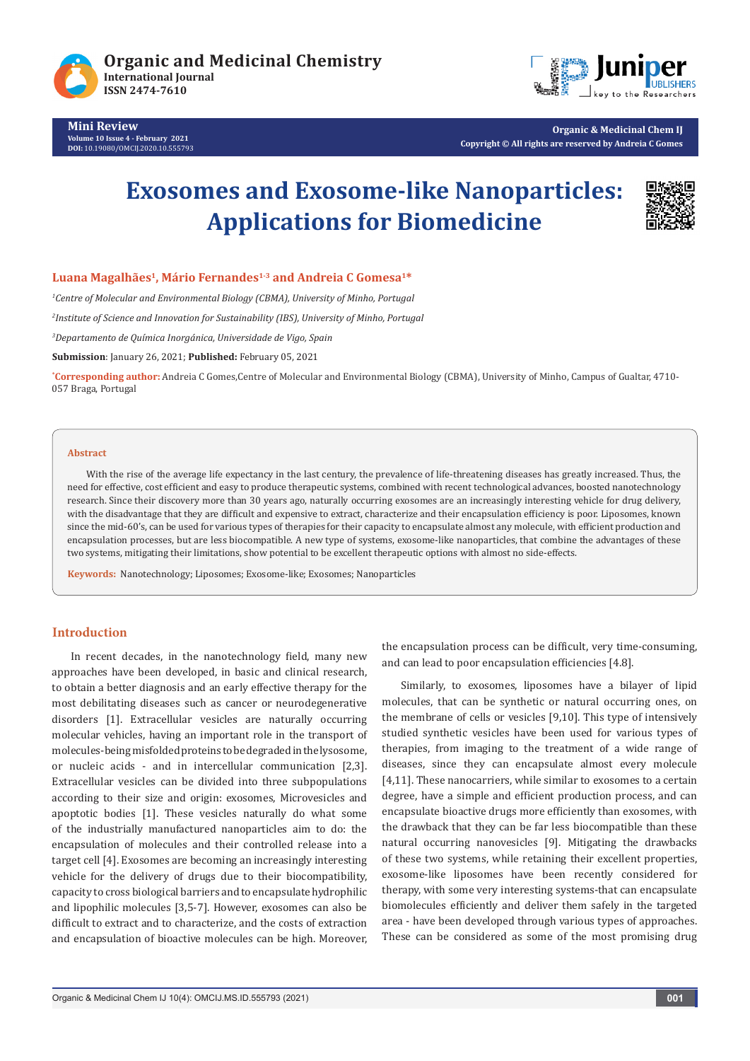Mini Review

Volume 10 Issue 4 - February 2021
DOI: 10.19080/OMCIJ.2020.10.555793

Organic & Medicinal Chem IJ
Copyright © All rights are reserved by Andreia C Gomes

# Exosomes and Exosome-like Nanoparticles: Applications for Biomedicine

**Luana Magalhães[1], Mário Fernandes[1-3] and Andreia C Gomesa[1*]**

[1]*Centre of Molecular and Environmental Biology (CBMA), University of Minho, Portugal*

[2]*Institute of Science and Innovation for Sustainability (IBS), University of Minho, Portugal*

[3]*Departamento de Química Inorgánica, Universidade de Vigo, Spain*

**Submission**: January 26, 2021; **Published:** February 05, 2021

[*]**Corresponding author:** Andreia C Gomes,Centre of Molecular and Environmental Biology (CBMA), University of Minho, Campus of Gualtar, 4710-057 Braga, Portugal

## Abstract

With the rise of the average life expectancy in the last century, the prevalence of life-threatening diseases has greatly increased. Thus, the need for effective, cost efficient and easy to produce therapeutic systems, combined with recent technological advances, boosted nanotechnology research. Since their discovery more than 30 years ago, naturally occurring exosomes are an increasingly interesting vehicle for drug delivery, with the disadvantage that they are difficult and expensive to extract, characterize and their encapsulation efficiency is poor. Liposomes, known since the mid-60's, can be used for various types of therapies for their capacity to encapsulate almost any molecule, with efficient production and encapsulation processes, but are less biocompatible. A new type of systems, exosome-like nanoparticles, that combine the advantages of these two systems, mitigating their limitations, show potential to be excellent therapeutic options with almost no side-effects.

**Keywords:** Nanotechnology; Liposomes; Exosome-like; Exosomes; Nanoparticles

## Introduction

In recent decades, in the nanotechnology field, many new approaches have been developed, in basic and clinical research, to obtain a better diagnosis and an early effective therapy for the most debilitating diseases such as cancer or neurodegenerative disorders [1]. Extracellular vesicles are naturally occurring molecular vehicles, having an important role in the transport of molecules-being misfolded proteins to be degraded in the lysosome, or nucleic acids - and in intercellular communication [2,3]. Extracellular vesicles can be divided into three subpopulations according to their size and origin: exosomes, Microvesicles and apoptotic bodies [1]. These vesicles naturally do what some of the industrially manufactured nanoparticles aim to do: the encapsulation of molecules and their controlled release into a target cell [4]. Exosomes are becoming an increasingly interesting vehicle for the delivery of drugs due to their biocompatibility, capacity to cross biological barriers and to encapsulate hydrophilic and lipophilic molecules [3,5-7]. However, exosomes can also be difficult to extract and to characterize, and the costs of extraction and encapsulation of bioactive molecules can be high. Moreover, the encapsulation process can be difficult, very time-consuming, and can lead to poor encapsulation efficiencies [4.8].

Similarly, to exosomes, liposomes have a bilayer of lipid molecules, that can be synthetic or natural occurring ones, on the membrane of cells or vesicles [9,10]. This type of intensively studied synthetic vesicles have been used for various types of therapies, from imaging to the treatment of a wide range of diseases, since they can encapsulate almost every molecule [4,11]. These nanocarriers, while similar to exosomes to a certain degree, have a simple and efficient production process, and can encapsulate bioactive drugs more efficiently than exosomes, with the drawback that they can be far less biocompatible than these natural occurring nanovesicles [9]. Mitigating the drawbacks of these two systems, while retaining their excellent properties, exosome-like liposomes have been recently considered for therapy, with some very interesting systems-that can encapsulate biomolecules efficiently and deliver them safely in the targeted area - have been developed through various types of approaches. These can be considered as some of the most promising drug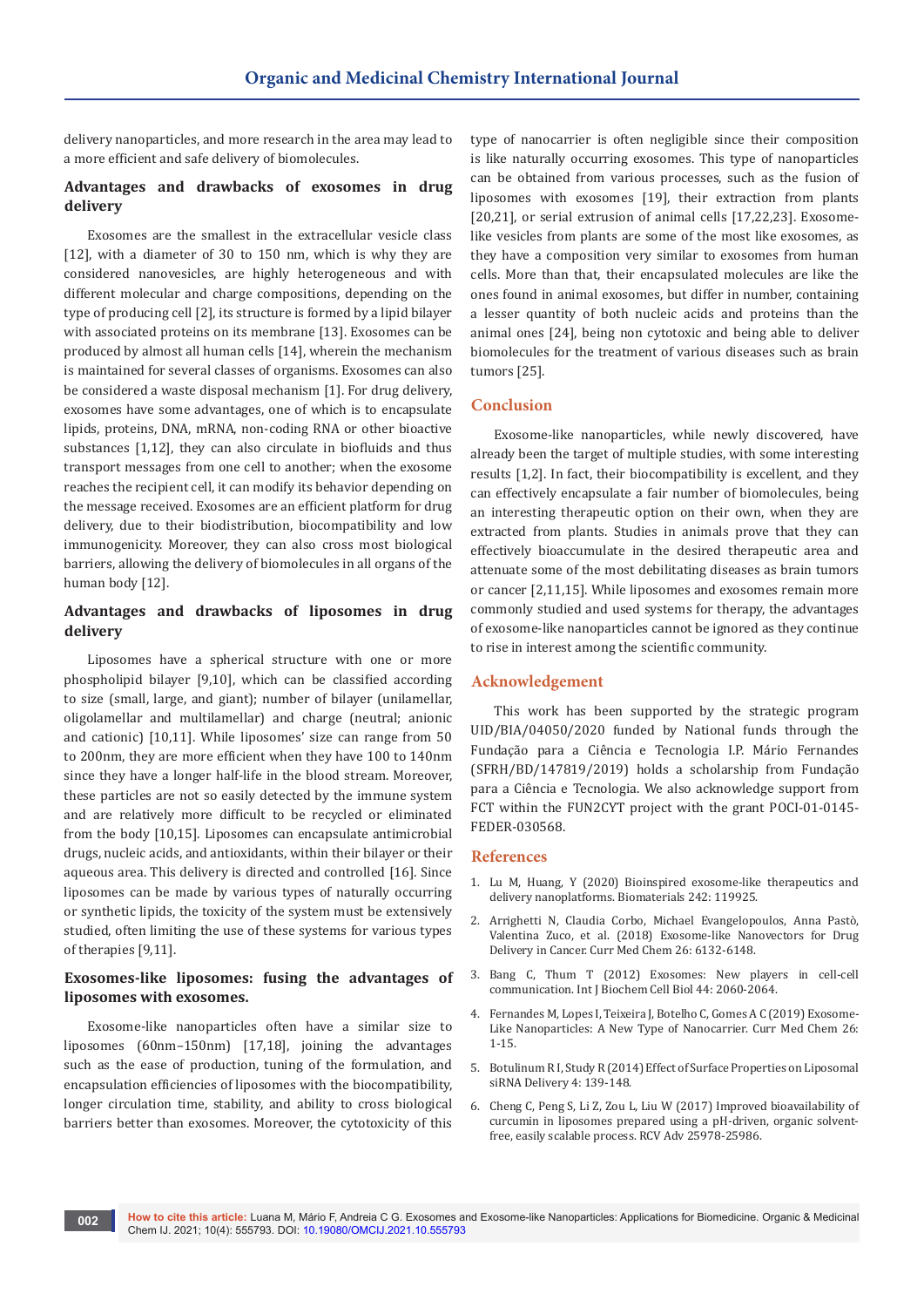delivery nanoparticles, and more research in the area may lead to a more efficient and safe delivery of biomolecules.

## Advantages and drawbacks of exosomes in drug delivery

Exosomes are the smallest in the extracellular vesicle class [12], with a diameter of 30 to 150 nm, which is why they are considered nanovesicles, are highly heterogeneous and with different molecular and charge compositions, depending on the type of producing cell [2], its structure is formed by a lipid bilayer with associated proteins on its membrane [13]. Exosomes can be produced by almost all human cells [14], wherein the mechanism is maintained for several classes of organisms. Exosomes can also be considered a waste disposal mechanism [1]. For drug delivery, exosomes have some advantages, one of which is to encapsulate lipids, proteins, DNA, mRNA, non-coding RNA or other bioactive substances [1,12], they can also circulate in biofluids and thus transport messages from one cell to another; when the exosome reaches the recipient cell, it can modify its behavior depending on the message received. Exosomes are an efficient platform for drug delivery, due to their biodistribution, biocompatibility and low immunogenicity. Moreover, they can also cross most biological barriers, allowing the delivery of biomolecules in all organs of the human body [12].

## Advantages and drawbacks of liposomes in drug delivery

Liposomes have a spherical structure with one or more phospholipid bilayer [9,10], which can be classified according to size (small, large, and giant); number of bilayer (unilamellar, oligolamellar and multilamellar) and charge (neutral; anionic and cationic) [10,11]. While liposomes' size can range from 50 to 200nm, they are more efficient when they have 100 to 140nm since they have a longer half-life in the blood stream. Moreover, these particles are not so easily detected by the immune system and are relatively more difficult to be recycled or eliminated from the body [10,15]. Liposomes can encapsulate antimicrobial drugs, nucleic acids, and antioxidants, within their bilayer or their aqueous area. This delivery is directed and controlled [16]. Since liposomes can be made by various types of naturally occurring or synthetic lipids, the toxicity of the system must be extensively studied, often limiting the use of these systems for various types of therapies [9,11].

## Exosomes-like liposomes: fusing the advantages of liposomes with exosomes.

Exosome-like nanoparticles often have a similar size to liposomes (60nm–150nm) [17,18], joining the advantages such as the ease of production, tuning of the formulation, and encapsulation efficiencies of liposomes with the biocompatibility, longer circulation time, stability, and ability to cross biological barriers better than exosomes. Moreover, the cytotoxicity of this type of nanocarrier is often negligible since their composition is like naturally occurring exosomes. This type of nanoparticles can be obtained from various processes, such as the fusion of liposomes with exosomes [19], their extraction from plants [20,21], or serial extrusion of animal cells [17,22,23]. Exosome-like vesicles from plants are some of the most like exosomes, as they have a composition very similar to exosomes from human cells. More than that, their encapsulated molecules are like the ones found in animal exosomes, but differ in number, containing a lesser quantity of both nucleic acids and proteins than the animal ones [24], being non cytotoxic and being able to deliver biomolecules for the treatment of various diseases such as brain tumors [25].

## Conclusion

Exosome-like nanoparticles, while newly discovered, have already been the target of multiple studies, with some interesting results [1,2]. In fact, their biocompatibility is excellent, and they can effectively encapsulate a fair number of biomolecules, being an interesting therapeutic option on their own, when they are extracted from plants. Studies in animals prove that they can effectively bioaccumulate in the desired therapeutic area and attenuate some of the most debilitating diseases as brain tumors or cancer [2,11,15]. While liposomes and exosomes remain more commonly studied and used systems for therapy, the advantages of exosome-like nanoparticles cannot be ignored as they continue to rise in interest among the scientific community.

## Acknowledgement

This work has been supported by the strategic program UID/BIA/04050/2020 funded by National funds through the Fundação para a Ciência e Tecnologia I.P. Mário Fernandes (SFRH/BD/147819/2019) holds a scholarship from Fundação para a Ciência e Tecnologia. We also acknowledge support from FCT within the FUN2CYT project with the grant POCI-01-0145-FEDER-030568.

## References

1. Lu M, Huang, Y (2020) Bioinspired exosome-like therapeutics and delivery nanoplatforms. Biomaterials 242: 119925.
2. Arrighetti N, Claudia Corbo, Michael Evangelopoulos, Anna Pastò, Valentina Zuco, et al. (2018) Exosome-like Nanovectors for Drug Delivery in Cancer. Curr Med Chem 26: 6132-6148.
3. Bang C, Thum T (2012) Exosomes: New players in cell-cell communication. Int J Biochem Cell Biol 44: 2060-2064.
4. Fernandes M, Lopes I, Teixeira J, Botelho C, Gomes A C (2019) Exosome-Like Nanoparticles: A New Type of Nanocarrier. Curr Med Chem 26: 1-15.
5. Botulinum R I, Study R (2014) Effect of Surface Properties on Liposomal siRNA Delivery 4: 139-148.
6. Cheng C, Peng S, Li Z, Zou L, Liu W (2017) Improved bioavailability of curcumin in liposomes prepared using a pH-driven, organic solvent-free, easily scalable process. RCV Adv 25978-25986.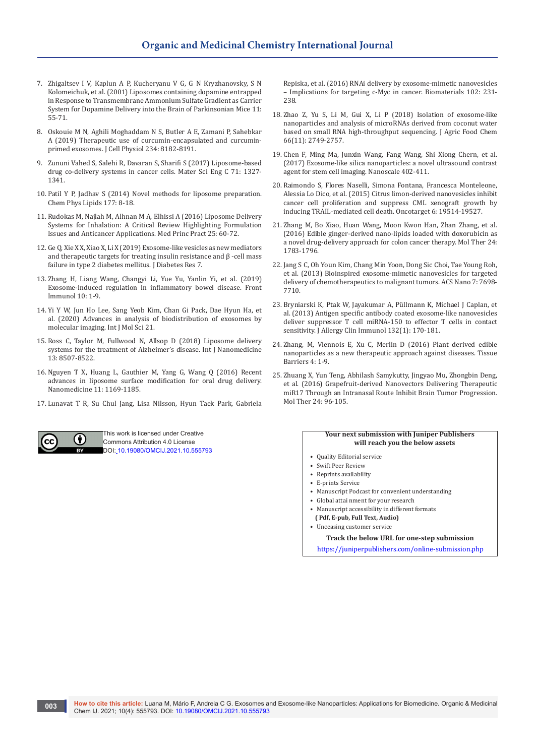7. Zhigaltsev I V, Kaplun A P, Kucheryanu V G, G N Kryzhanovsky, S N Kolomeichuk, et al. (2001) Liposomes containing dopamine entrapped in Response to Transmembrane Ammonium Sulfate Gradient as Carrier System for Dopamine Delivery into the Brain of Parkinsonian Mice 11: 55-71.

8. Oskouie M N, Aghili Moghaddam N S, Butler A E, Zamani P, Sahebkar A (2019) Therapeutic use of curcumin-encapsulated and curcumin-primed exosomes. J Cell Physiol 234: 8182-8191.

9. Zununi Vahed S, Salehi R, Davaran S, Sharifi S (2017) Liposome-based drug co-delivery systems in cancer cells. Mater Sci Eng C 71: 1327-1341.

10. Patil Y P, Jadhav S (2014) Novel methods for liposome preparation. Chem Phys Lipids 177: 8-18.

11. Rudokas M, Najlah M, Alhnan M A, Elhissi A (2016) Liposome Delivery Systems for Inhalation: A Critical Review Highlighting Formulation Issues and Anticancer Applications. Med Princ Pract 25: 60-72.

12. Ge Q, Xie X X, Xiao X, Li X (2019) Exosome-like vesicles as new mediators and therapeutic targets for treating insulin resistance and β -cell mass failure in type 2 diabetes mellitus. J Diabetes Res 7.

13. Zhang H, Liang Wang, Changyi Li, Yue Yu, Yanlin Yi, et al. (2019) Exosome-induced regulation in inflammatory bowel disease. Front Immunol 10: 1-9.

14. Yi Y W, Jun Ho Lee, Sang Yeob Kim, Chan Gi Pack, Dae Hyun Ha, et al. (2020) Advances in analysis of biodistribution of exosomes by molecular imaging. Int J Mol Sci 21.

15. Ross C, Taylor M, Fullwood N, Allsop D (2018) Liposome delivery systems for the treatment of Alzheimer's disease. Int J Nanomedicine 13: 8507-8522.

16. Nguyen T X, Huang L, Gauthier M, Yang G, Wang Q (2016) Recent advances in liposome surface modification for oral drug delivery. Nanomedicine 11: 1169-1185.

17. Lunavat T R, Su Chul Jang, Lisa Nilsson, Hyun Taek Park, Gabriela Repiska, et al. (2016) RNAi delivery by exosome-mimetic nanovesicles – Implications for targeting c-Myc in cancer. Biomaterials 102: 231-238.

18. Zhao Z, Yu S, Li M, Gui X, Li P (2018) Isolation of exosome-like nanoparticles and analysis of microRNAs derived from coconut water based on small RNA high-throughput sequencing. J Agric Food Chem 66(11): 2749-2757.

19. Chen F, Ming Ma, Junxin Wang, Fang Wang, Shi Xiong Chern, et al. (2017) Exosome-like silica nanoparticles: a novel ultrasound contrast agent for stem cell imaging. Nanoscale 402-411.

20. Raimondo S, Flores Naselli, Simona Fontana, Francesca Monteleone, Alessia Lo Dico, et al. (2015) Citrus limon-derived nanovesicles inhibit cancer cell proliferation and suppress CML xenograft growth by inducing TRAIL-mediated cell death. Oncotarget 6: 19514-19527.

21. Zhang M, Bo Xiao, Huan Wang, Moon Kwon Han, Zhan Zhang, et al. (2016) Edible ginger-derived nano-lipids loaded with doxorubicin as a novel drug-delivery approach for colon cancer therapy. Mol Ther 24: 1783-1796.

22. Jang S C, Oh Youn Kim, Chang Min Yoon, Dong Sic Choi, Tae Young Roh, et al. (2013) Bioinspired exosome-mimetic nanovesicles for targeted delivery of chemotherapeutics to malignant tumors. ACS Nano 7: 7698-7710.

23. Bryniarski K, Ptak W, Jayakumar A, Püllmann K, Michael J Caplan, et al. (2013) Antigen specific antibody coated exosome-like nanovesicles deliver suppressor T cell miRNA-150 to effector T cells in contact sensitivity. J Allergy Clin Immunol 132(1): 170-181.

24. Zhang, M, Viennois E, Xu C, Merlin D (2016) Plant derived edible nanoparticles as a new therapeutic approach against diseases. Tissue Barriers 4: 1-9.

25. Zhuang X, Yun Teng, Abhilash Samykutty, Jingyao Mu, Zhongbin Deng, et al. (2016) Grapefruit-derived Nanovectors Delivering Therapeutic miR17 Through an Intranasal Route Inhibit Brain Tumor Progression. Mol Ther 24: 96-105.

This work is licensed under Creative Commons Attribution 4.0 License
DOI: 10.19080/OMCIJ.2021.10.555793

**Your next submission with Juniper Publishers will reach you the below assets**

- Quality Editorial service
- Swift Peer Review
- Reprints availability
- E-prints Service
- Manuscript Podcast for convenient understanding
- Global attai nment for your research
- Manuscript accessibility in different formats
  **( Pdf, E-pub, Full Text, Audio)**
- Unceasing customer service

**Track the below URL for one-step submission**

https://juniperpublishers.com/online-submission.php

**How to cite this article:** Luana M, Mário F, Andreia C G. Exosomes and Exosome-like Nanoparticles: Applications for Biomedicine. Organic & Medicinal Chem IJ. 2021; 10(4): 555793. DOI: 10.19080/OMCIJ.2021.10.555793